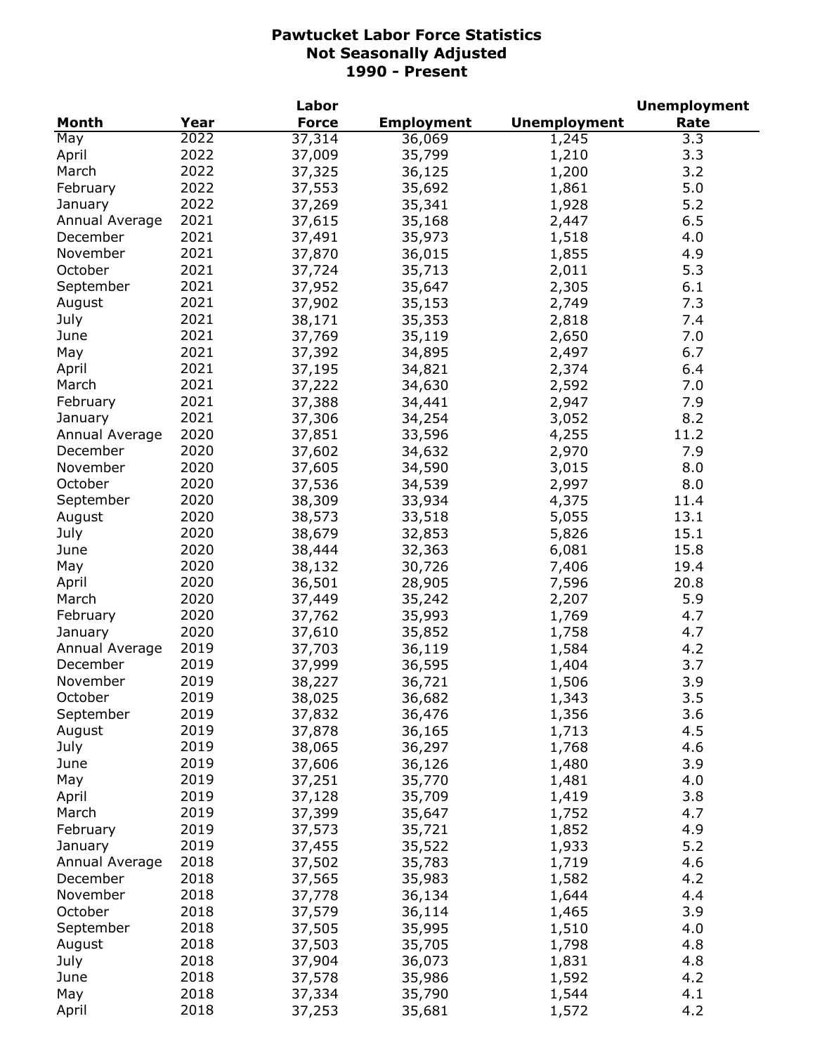# Pawtucket Labor Force Statistics
## Not Seasonally Adjusted
## 1990 - Present

| Month | Year | Labor Force | Employment | Unemployment | Unemployment Rate |
|---|---|---|---|---|---|
| May | 2022 | 37,314 | 36,069 | 1,245 | 3.3 |
| April | 2022 | 37,009 | 35,799 | 1,210 | 3.3 |
| March | 2022 | 37,325 | 36,125 | 1,200 | 3.2 |
| February | 2022 | 37,553 | 35,692 | 1,861 | 5.0 |
| January | 2022 | 37,269 | 35,341 | 1,928 | 5.2 |
| Annual Average | 2021 | 37,615 | 35,168 | 2,447 | 6.5 |
| December | 2021 | 37,491 | 35,973 | 1,518 | 4.0 |
| November | 2021 | 37,870 | 36,015 | 1,855 | 4.9 |
| October | 2021 | 37,724 | 35,713 | 2,011 | 5.3 |
| September | 2021 | 37,952 | 35,647 | 2,305 | 6.1 |
| August | 2021 | 37,902 | 35,153 | 2,749 | 7.3 |
| July | 2021 | 38,171 | 35,353 | 2,818 | 7.4 |
| June | 2021 | 37,769 | 35,119 | 2,650 | 7.0 |
| May | 2021 | 37,392 | 34,895 | 2,497 | 6.7 |
| April | 2021 | 37,195 | 34,821 | 2,374 | 6.4 |
| March | 2021 | 37,222 | 34,630 | 2,592 | 7.0 |
| February | 2021 | 37,388 | 34,441 | 2,947 | 7.9 |
| January | 2021 | 37,306 | 34,254 | 3,052 | 8.2 |
| Annual Average | 2020 | 37,851 | 33,596 | 4,255 | 11.2 |
| December | 2020 | 37,602 | 34,632 | 2,970 | 7.9 |
| November | 2020 | 37,605 | 34,590 | 3,015 | 8.0 |
| October | 2020 | 37,536 | 34,539 | 2,997 | 8.0 |
| September | 2020 | 38,309 | 33,934 | 4,375 | 11.4 |
| August | 2020 | 38,573 | 33,518 | 5,055 | 13.1 |
| July | 2020 | 38,679 | 32,853 | 5,826 | 15.1 |
| June | 2020 | 38,444 | 32,363 | 6,081 | 15.8 |
| May | 2020 | 38,132 | 30,726 | 7,406 | 19.4 |
| April | 2020 | 36,501 | 28,905 | 7,596 | 20.8 |
| March | 2020 | 37,449 | 35,242 | 2,207 | 5.9 |
| February | 2020 | 37,762 | 35,993 | 1,769 | 4.7 |
| January | 2020 | 37,610 | 35,852 | 1,758 | 4.7 |
| Annual Average | 2019 | 37,703 | 36,119 | 1,584 | 4.2 |
| December | 2019 | 37,999 | 36,595 | 1,404 | 3.7 |
| November | 2019 | 38,227 | 36,721 | 1,506 | 3.9 |
| October | 2019 | 38,025 | 36,682 | 1,343 | 3.5 |
| September | 2019 | 37,832 | 36,476 | 1,356 | 3.6 |
| August | 2019 | 37,878 | 36,165 | 1,713 | 4.5 |
| July | 2019 | 38,065 | 36,297 | 1,768 | 4.6 |
| June | 2019 | 37,606 | 36,126 | 1,480 | 3.9 |
| May | 2019 | 37,251 | 35,770 | 1,481 | 4.0 |
| April | 2019 | 37,128 | 35,709 | 1,419 | 3.8 |
| March | 2019 | 37,399 | 35,647 | 1,752 | 4.7 |
| February | 2019 | 37,573 | 35,721 | 1,852 | 4.9 |
| January | 2019 | 37,455 | 35,522 | 1,933 | 5.2 |
| Annual Average | 2018 | 37,502 | 35,783 | 1,719 | 4.6 |
| December | 2018 | 37,565 | 35,983 | 1,582 | 4.2 |
| November | 2018 | 37,778 | 36,134 | 1,644 | 4.4 |
| October | 2018 | 37,579 | 36,114 | 1,465 | 3.9 |
| September | 2018 | 37,505 | 35,995 | 1,510 | 4.0 |
| August | 2018 | 37,503 | 35,705 | 1,798 | 4.8 |
| July | 2018 | 37,904 | 36,073 | 1,831 | 4.8 |
| June | 2018 | 37,578 | 35,986 | 1,592 | 4.2 |
| May | 2018 | 37,334 | 35,790 | 1,544 | 4.1 |
| April | 2018 | 37,253 | 35,681 | 1,572 | 4.2 |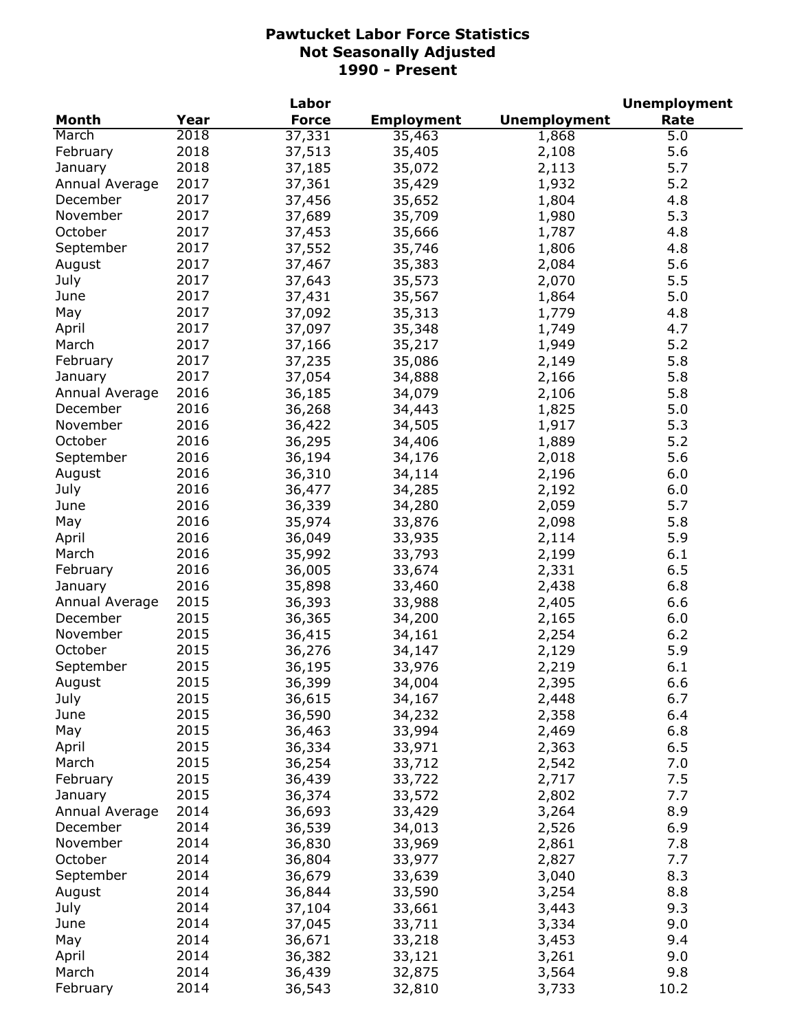# Pawtucket Labor Force Statistics
## Not Seasonally Adjusted
## 1990 - Present

| Month | Year | Labor Force | Employment | Unemployment | Unemployment Rate |
|---|---|---|---|---|---|
| March | 2018 | 37,331 | 35,463 | 1,868 | 5.0 |
| February | 2018 | 37,513 | 35,405 | 2,108 | 5.6 |
| January | 2018 | 37,185 | 35,072 | 2,113 | 5.7 |
| Annual Average | 2017 | 37,361 | 35,429 | 1,932 | 5.2 |
| December | 2017 | 37,456 | 35,652 | 1,804 | 4.8 |
| November | 2017 | 37,689 | 35,709 | 1,980 | 5.3 |
| October | 2017 | 37,453 | 35,666 | 1,787 | 4.8 |
| September | 2017 | 37,552 | 35,746 | 1,806 | 4.8 |
| August | 2017 | 37,467 | 35,383 | 2,084 | 5.6 |
| July | 2017 | 37,643 | 35,573 | 2,070 | 5.5 |
| June | 2017 | 37,431 | 35,567 | 1,864 | 5.0 |
| May | 2017 | 37,092 | 35,313 | 1,779 | 4.8 |
| April | 2017 | 37,097 | 35,348 | 1,749 | 4.7 |
| March | 2017 | 37,166 | 35,217 | 1,949 | 5.2 |
| February | 2017 | 37,235 | 35,086 | 2,149 | 5.8 |
| January | 2017 | 37,054 | 34,888 | 2,166 | 5.8 |
| Annual Average | 2016 | 36,185 | 34,079 | 2,106 | 5.8 |
| December | 2016 | 36,268 | 34,443 | 1,825 | 5.0 |
| November | 2016 | 36,422 | 34,505 | 1,917 | 5.3 |
| October | 2016 | 36,295 | 34,406 | 1,889 | 5.2 |
| September | 2016 | 36,194 | 34,176 | 2,018 | 5.6 |
| August | 2016 | 36,310 | 34,114 | 2,196 | 6.0 |
| July | 2016 | 36,477 | 34,285 | 2,192 | 6.0 |
| June | 2016 | 36,339 | 34,280 | 2,059 | 5.7 |
| May | 2016 | 35,974 | 33,876 | 2,098 | 5.8 |
| April | 2016 | 36,049 | 33,935 | 2,114 | 5.9 |
| March | 2016 | 35,992 | 33,793 | 2,199 | 6.1 |
| February | 2016 | 36,005 | 33,674 | 2,331 | 6.5 |
| January | 2016 | 35,898 | 33,460 | 2,438 | 6.8 |
| Annual Average | 2015 | 36,393 | 33,988 | 2,405 | 6.6 |
| December | 2015 | 36,365 | 34,200 | 2,165 | 6.0 |
| November | 2015 | 36,415 | 34,161 | 2,254 | 6.2 |
| October | 2015 | 36,276 | 34,147 | 2,129 | 5.9 |
| September | 2015 | 36,195 | 33,976 | 2,219 | 6.1 |
| August | 2015 | 36,399 | 34,004 | 2,395 | 6.6 |
| July | 2015 | 36,615 | 34,167 | 2,448 | 6.7 |
| June | 2015 | 36,590 | 34,232 | 2,358 | 6.4 |
| May | 2015 | 36,463 | 33,994 | 2,469 | 6.8 |
| April | 2015 | 36,334 | 33,971 | 2,363 | 6.5 |
| March | 2015 | 36,254 | 33,712 | 2,542 | 7.0 |
| February | 2015 | 36,439 | 33,722 | 2,717 | 7.5 |
| January | 2015 | 36,374 | 33,572 | 2,802 | 7.7 |
| Annual Average | 2014 | 36,693 | 33,429 | 3,264 | 8.9 |
| December | 2014 | 36,539 | 34,013 | 2,526 | 6.9 |
| November | 2014 | 36,830 | 33,969 | 2,861 | 7.8 |
| October | 2014 | 36,804 | 33,977 | 2,827 | 7.7 |
| September | 2014 | 36,679 | 33,639 | 3,040 | 8.3 |
| August | 2014 | 36,844 | 33,590 | 3,254 | 8.8 |
| July | 2014 | 37,104 | 33,661 | 3,443 | 9.3 |
| June | 2014 | 37,045 | 33,711 | 3,334 | 9.0 |
| May | 2014 | 36,671 | 33,218 | 3,453 | 9.4 |
| April | 2014 | 36,382 | 33,121 | 3,261 | 9.0 |
| March | 2014 | 36,439 | 32,875 | 3,564 | 9.8 |
| February | 2014 | 36,543 | 32,810 | 3,733 | 10.2 |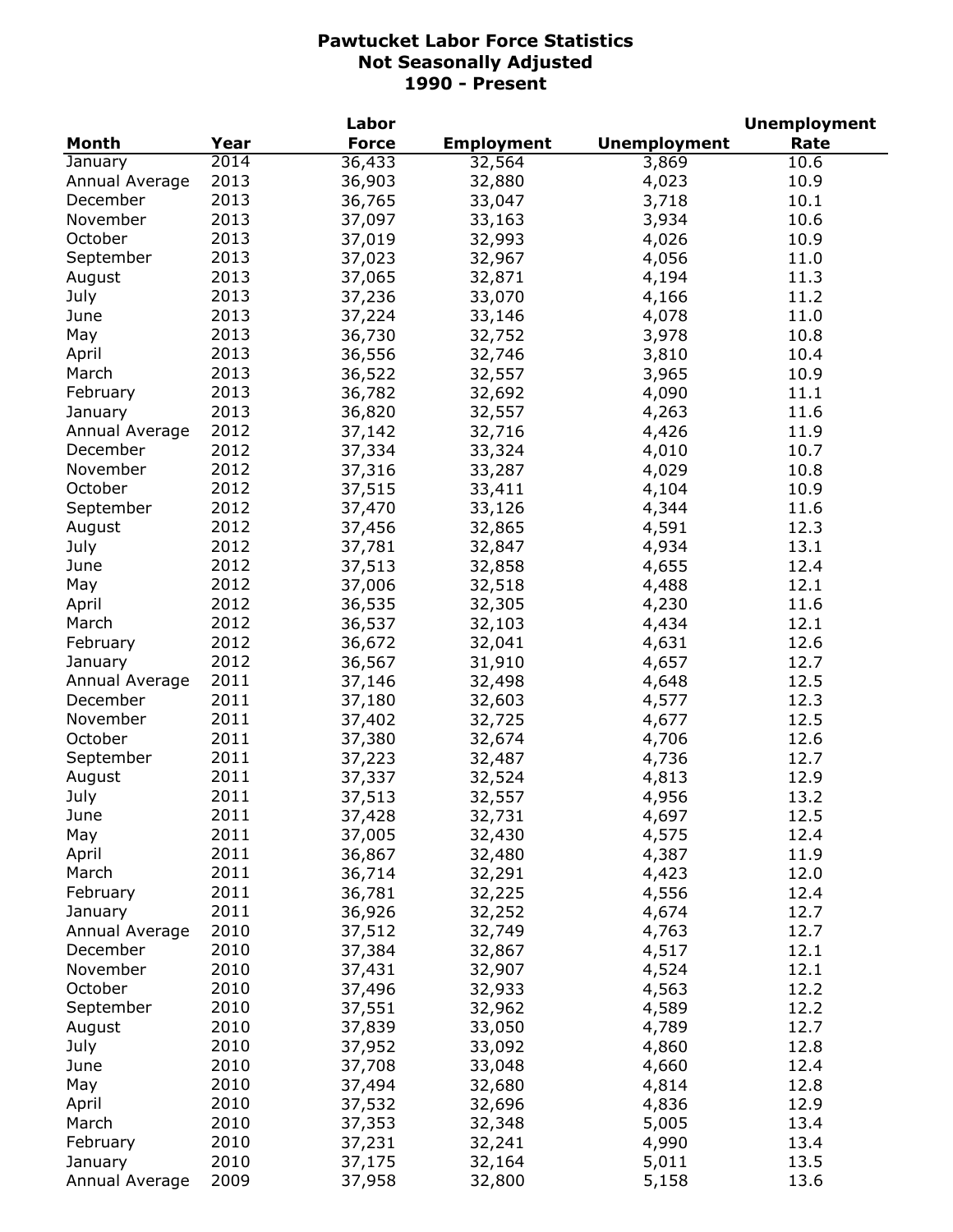# Pawtucket Labor Force Statistics
## Not Seasonally Adjusted
## 1990 - Present

| Month | Year | Labor Force | Employment | Unemployment | Unemployment Rate |
|---|---|---|---|---|---|
| January | 2014 | 36,433 | 32,564 | 3,869 | 10.6 |
| Annual Average | 2013 | 36,903 | 32,880 | 4,023 | 10.9 |
| December | 2013 | 36,765 | 33,047 | 3,718 | 10.1 |
| November | 2013 | 37,097 | 33,163 | 3,934 | 10.6 |
| October | 2013 | 37,019 | 32,993 | 4,026 | 10.9 |
| September | 2013 | 37,023 | 32,967 | 4,056 | 11.0 |
| August | 2013 | 37,065 | 32,871 | 4,194 | 11.3 |
| July | 2013 | 37,236 | 33,070 | 4,166 | 11.2 |
| June | 2013 | 37,224 | 33,146 | 4,078 | 11.0 |
| May | 2013 | 36,730 | 32,752 | 3,978 | 10.8 |
| April | 2013 | 36,556 | 32,746 | 3,810 | 10.4 |
| March | 2013 | 36,522 | 32,557 | 3,965 | 10.9 |
| February | 2013 | 36,782 | 32,692 | 4,090 | 11.1 |
| January | 2013 | 36,820 | 32,557 | 4,263 | 11.6 |
| Annual Average | 2012 | 37,142 | 32,716 | 4,426 | 11.9 |
| December | 2012 | 37,334 | 33,324 | 4,010 | 10.7 |
| November | 2012 | 37,316 | 33,287 | 4,029 | 10.8 |
| October | 2012 | 37,515 | 33,411 | 4,104 | 10.9 |
| September | 2012 | 37,470 | 33,126 | 4,344 | 11.6 |
| August | 2012 | 37,456 | 32,865 | 4,591 | 12.3 |
| July | 2012 | 37,781 | 32,847 | 4,934 | 13.1 |
| June | 2012 | 37,513 | 32,858 | 4,655 | 12.4 |
| May | 2012 | 37,006 | 32,518 | 4,488 | 12.1 |
| April | 2012 | 36,535 | 32,305 | 4,230 | 11.6 |
| March | 2012 | 36,537 | 32,103 | 4,434 | 12.1 |
| February | 2012 | 36,672 | 32,041 | 4,631 | 12.6 |
| January | 2012 | 36,567 | 31,910 | 4,657 | 12.7 |
| Annual Average | 2011 | 37,146 | 32,498 | 4,648 | 12.5 |
| December | 2011 | 37,180 | 32,603 | 4,577 | 12.3 |
| November | 2011 | 37,402 | 32,725 | 4,677 | 12.5 |
| October | 2011 | 37,380 | 32,674 | 4,706 | 12.6 |
| September | 2011 | 37,223 | 32,487 | 4,736 | 12.7 |
| August | 2011 | 37,337 | 32,524 | 4,813 | 12.9 |
| July | 2011 | 37,513 | 32,557 | 4,956 | 13.2 |
| June | 2011 | 37,428 | 32,731 | 4,697 | 12.5 |
| May | 2011 | 37,005 | 32,430 | 4,575 | 12.4 |
| April | 2011 | 36,867 | 32,480 | 4,387 | 11.9 |
| March | 2011 | 36,714 | 32,291 | 4,423 | 12.0 |
| February | 2011 | 36,781 | 32,225 | 4,556 | 12.4 |
| January | 2011 | 36,926 | 32,252 | 4,674 | 12.7 |
| Annual Average | 2010 | 37,512 | 32,749 | 4,763 | 12.7 |
| December | 2010 | 37,384 | 32,867 | 4,517 | 12.1 |
| November | 2010 | 37,431 | 32,907 | 4,524 | 12.1 |
| October | 2010 | 37,496 | 32,933 | 4,563 | 12.2 |
| September | 2010 | 37,551 | 32,962 | 4,589 | 12.2 |
| August | 2010 | 37,839 | 33,050 | 4,789 | 12.7 |
| July | 2010 | 37,952 | 33,092 | 4,860 | 12.8 |
| June | 2010 | 37,708 | 33,048 | 4,660 | 12.4 |
| May | 2010 | 37,494 | 32,680 | 4,814 | 12.8 |
| April | 2010 | 37,532 | 32,696 | 4,836 | 12.9 |
| March | 2010 | 37,353 | 32,348 | 5,005 | 13.4 |
| February | 2010 | 37,231 | 32,241 | 4,990 | 13.4 |
| January | 2010 | 37,175 | 32,164 | 5,011 | 13.5 |
| Annual Average | 2009 | 37,958 | 32,800 | 5,158 | 13.6 |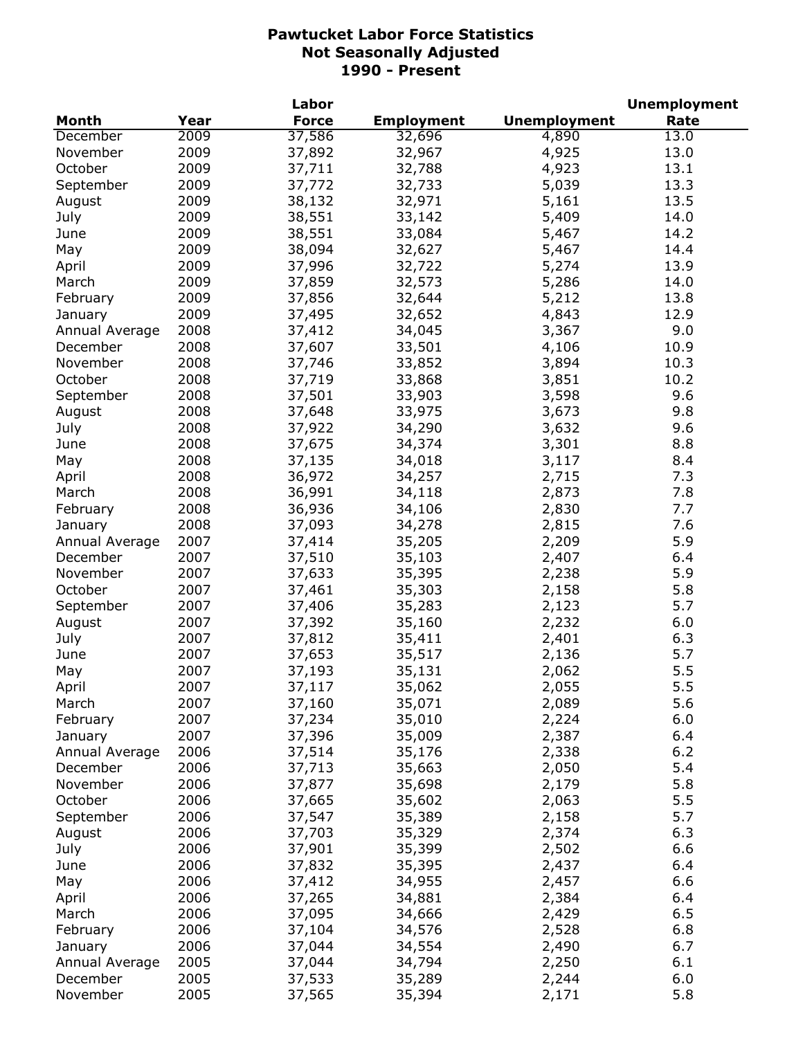# Pawtucket Labor Force Statistics
## Not Seasonally Adjusted
## 1990 - Present

| Month | Year | Labor Force | Employment | Unemployment | Unemployment Rate |
|---|---|---|---|---|---|
| December | 2009 | 37,586 | 32,696 | 4,890 | 13.0 |
| November | 2009 | 37,892 | 32,967 | 4,925 | 13.0 |
| October | 2009 | 37,711 | 32,788 | 4,923 | 13.1 |
| September | 2009 | 37,772 | 32,733 | 5,039 | 13.3 |
| August | 2009 | 38,132 | 32,971 | 5,161 | 13.5 |
| July | 2009 | 38,551 | 33,142 | 5,409 | 14.0 |
| June | 2009 | 38,551 | 33,084 | 5,467 | 14.2 |
| May | 2009 | 38,094 | 32,627 | 5,467 | 14.4 |
| April | 2009 | 37,996 | 32,722 | 5,274 | 13.9 |
| March | 2009 | 37,859 | 32,573 | 5,286 | 14.0 |
| February | 2009 | 37,856 | 32,644 | 5,212 | 13.8 |
| January | 2009 | 37,495 | 32,652 | 4,843 | 12.9 |
| Annual Average | 2008 | 37,412 | 34,045 | 3,367 | 9.0 |
| December | 2008 | 37,607 | 33,501 | 4,106 | 10.9 |
| November | 2008 | 37,746 | 33,852 | 3,894 | 10.3 |
| October | 2008 | 37,719 | 33,868 | 3,851 | 10.2 |
| September | 2008 | 37,501 | 33,903 | 3,598 | 9.6 |
| August | 2008 | 37,648 | 33,975 | 3,673 | 9.8 |
| July | 2008 | 37,922 | 34,290 | 3,632 | 9.6 |
| June | 2008 | 37,675 | 34,374 | 3,301 | 8.8 |
| May | 2008 | 37,135 | 34,018 | 3,117 | 8.4 |
| April | 2008 | 36,972 | 34,257 | 2,715 | 7.3 |
| March | 2008 | 36,991 | 34,118 | 2,873 | 7.8 |
| February | 2008 | 36,936 | 34,106 | 2,830 | 7.7 |
| January | 2008 | 37,093 | 34,278 | 2,815 | 7.6 |
| Annual Average | 2007 | 37,414 | 35,205 | 2,209 | 5.9 |
| December | 2007 | 37,510 | 35,103 | 2,407 | 6.4 |
| November | 2007 | 37,633 | 35,395 | 2,238 | 5.9 |
| October | 2007 | 37,461 | 35,303 | 2,158 | 5.8 |
| September | 2007 | 37,406 | 35,283 | 2,123 | 5.7 |
| August | 2007 | 37,392 | 35,160 | 2,232 | 6.0 |
| July | 2007 | 37,812 | 35,411 | 2,401 | 6.3 |
| June | 2007 | 37,653 | 35,517 | 2,136 | 5.7 |
| May | 2007 | 37,193 | 35,131 | 2,062 | 5.5 |
| April | 2007 | 37,117 | 35,062 | 2,055 | 5.5 |
| March | 2007 | 37,160 | 35,071 | 2,089 | 5.6 |
| February | 2007 | 37,234 | 35,010 | 2,224 | 6.0 |
| January | 2007 | 37,396 | 35,009 | 2,387 | 6.4 |
| Annual Average | 2006 | 37,514 | 35,176 | 2,338 | 6.2 |
| December | 2006 | 37,713 | 35,663 | 2,050 | 5.4 |
| November | 2006 | 37,877 | 35,698 | 2,179 | 5.8 |
| October | 2006 | 37,665 | 35,602 | 2,063 | 5.5 |
| September | 2006 | 37,547 | 35,389 | 2,158 | 5.7 |
| August | 2006 | 37,703 | 35,329 | 2,374 | 6.3 |
| July | 2006 | 37,901 | 35,399 | 2,502 | 6.6 |
| June | 2006 | 37,832 | 35,395 | 2,437 | 6.4 |
| May | 2006 | 37,412 | 34,955 | 2,457 | 6.6 |
| April | 2006 | 37,265 | 34,881 | 2,384 | 6.4 |
| March | 2006 | 37,095 | 34,666 | 2,429 | 6.5 |
| February | 2006 | 37,104 | 34,576 | 2,528 | 6.8 |
| January | 2006 | 37,044 | 34,554 | 2,490 | 6.7 |
| Annual Average | 2005 | 37,044 | 34,794 | 2,250 | 6.1 |
| December | 2005 | 37,533 | 35,289 | 2,244 | 6.0 |
| November | 2005 | 37,565 | 35,394 | 2,171 | 5.8 |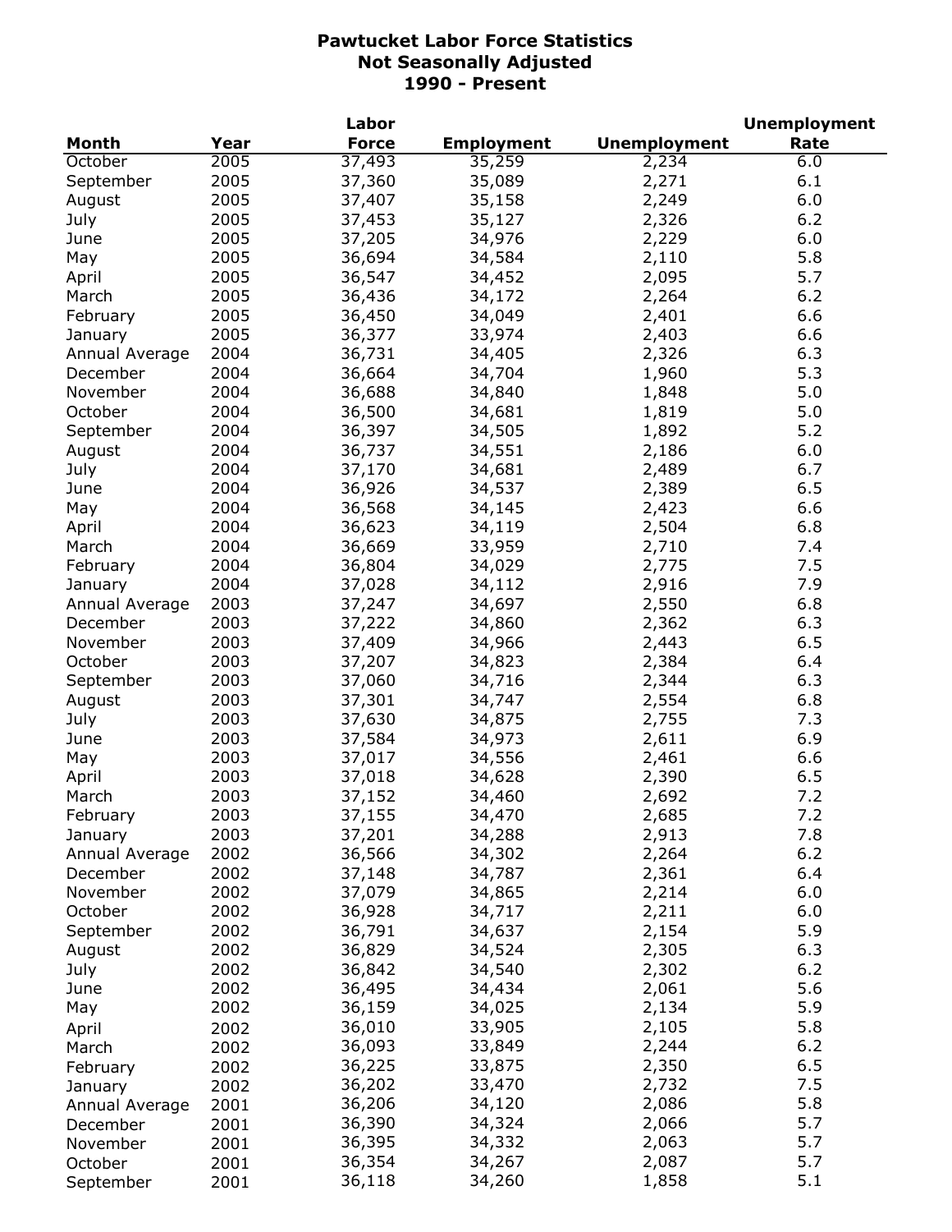**Pawtucket Labor Force Statistics**
**Not Seasonally Adjusted**
**1990 - Present**

| Month | Year | Labor Force | Employment | Unemployment | Unemployment Rate |
|---|---|---|---|---|---|
| October | 2005 | 37,493 | 35,259 | 2,234 | 6.0 |
| September | 2005 | 37,360 | 35,089 | 2,271 | 6.1 |
| August | 2005 | 37,407 | 35,158 | 2,249 | 6.0 |
| July | 2005 | 37,453 | 35,127 | 2,326 | 6.2 |
| June | 2005 | 37,205 | 34,976 | 2,229 | 6.0 |
| May | 2005 | 36,694 | 34,584 | 2,110 | 5.8 |
| April | 2005 | 36,547 | 34,452 | 2,095 | 5.7 |
| March | 2005 | 36,436 | 34,172 | 2,264 | 6.2 |
| February | 2005 | 36,450 | 34,049 | 2,401 | 6.6 |
| January | 2005 | 36,377 | 33,974 | 2,403 | 6.6 |
| Annual Average | 2004 | 36,731 | 34,405 | 2,326 | 6.3 |
| December | 2004 | 36,664 | 34,704 | 1,960 | 5.3 |
| November | 2004 | 36,688 | 34,840 | 1,848 | 5.0 |
| October | 2004 | 36,500 | 34,681 | 1,819 | 5.0 |
| September | 2004 | 36,397 | 34,505 | 1,892 | 5.2 |
| August | 2004 | 36,737 | 34,551 | 2,186 | 6.0 |
| July | 2004 | 37,170 | 34,681 | 2,489 | 6.7 |
| June | 2004 | 36,926 | 34,537 | 2,389 | 6.5 |
| May | 2004 | 36,568 | 34,145 | 2,423 | 6.6 |
| April | 2004 | 36,623 | 34,119 | 2,504 | 6.8 |
| March | 2004 | 36,669 | 33,959 | 2,710 | 7.4 |
| February | 2004 | 36,804 | 34,029 | 2,775 | 7.5 |
| January | 2004 | 37,028 | 34,112 | 2,916 | 7.9 |
| Annual Average | 2003 | 37,247 | 34,697 | 2,550 | 6.8 |
| December | 2003 | 37,222 | 34,860 | 2,362 | 6.3 |
| November | 2003 | 37,409 | 34,966 | 2,443 | 6.5 |
| October | 2003 | 37,207 | 34,823 | 2,384 | 6.4 |
| September | 2003 | 37,060 | 34,716 | 2,344 | 6.3 |
| August | 2003 | 37,301 | 34,747 | 2,554 | 6.8 |
| July | 2003 | 37,630 | 34,875 | 2,755 | 7.3 |
| June | 2003 | 37,584 | 34,973 | 2,611 | 6.9 |
| May | 2003 | 37,017 | 34,556 | 2,461 | 6.6 |
| April | 2003 | 37,018 | 34,628 | 2,390 | 6.5 |
| March | 2003 | 37,152 | 34,460 | 2,692 | 7.2 |
| February | 2003 | 37,155 | 34,470 | 2,685 | 7.2 |
| January | 2003 | 37,201 | 34,288 | 2,913 | 7.8 |
| Annual Average | 2002 | 36,566 | 34,302 | 2,264 | 6.2 |
| December | 2002 | 37,148 | 34,787 | 2,361 | 6.4 |
| November | 2002 | 37,079 | 34,865 | 2,214 | 6.0 |
| October | 2002 | 36,928 | 34,717 | 2,211 | 6.0 |
| September | 2002 | 36,791 | 34,637 | 2,154 | 5.9 |
| August | 2002 | 36,829 | 34,524 | 2,305 | 6.3 |
| July | 2002 | 36,842 | 34,540 | 2,302 | 6.2 |
| June | 2002 | 36,495 | 34,434 | 2,061 | 5.6 |
| May | 2002 | 36,159 | 34,025 | 2,134 | 5.9 |
| April | 2002 | 36,010 | 33,905 | 2,105 | 5.8 |
| March | 2002 | 36,093 | 33,849 | 2,244 | 6.2 |
| February | 2002 | 36,225 | 33,875 | 2,350 | 6.5 |
| January | 2002 | 36,202 | 33,470 | 2,732 | 7.5 |
| Annual Average | 2001 | 36,206 | 34,120 | 2,086 | 5.8 |
| December | 2001 | 36,390 | 34,324 | 2,066 | 5.7 |
| November | 2001 | 36,395 | 34,332 | 2,063 | 5.7 |
| October | 2001 | 36,354 | 34,267 | 2,087 | 5.7 |
| September | 2001 | 36,118 | 34,260 | 1,858 | 5.1 |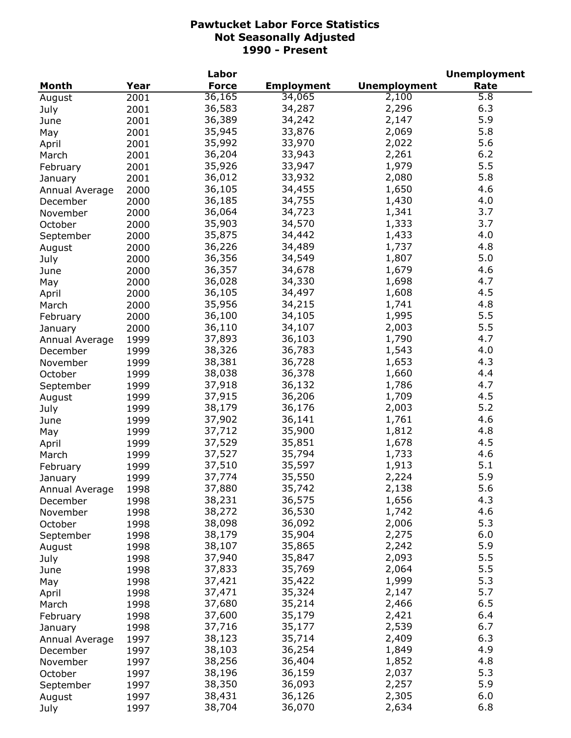# Pawtucket Labor Force Statistics
## Not Seasonally Adjusted
## 1990 - Present

| Month | Year | Labor Force | Employment | Unemployment | Unemployment Rate |
|---|---|---|---|---|---|
| August | 2001 | 36,165 | 34,065 | 2,100 | 5.8 |
| July | 2001 | 36,583 | 34,287 | 2,296 | 6.3 |
| June | 2001 | 36,389 | 34,242 | 2,147 | 5.9 |
| May | 2001 | 35,945 | 33,876 | 2,069 | 5.8 |
| April | 2001 | 35,992 | 33,970 | 2,022 | 5.6 |
| March | 2001 | 36,204 | 33,943 | 2,261 | 6.2 |
| February | 2001 | 35,926 | 33,947 | 1,979 | 5.5 |
| January | 2001 | 36,012 | 33,932 | 2,080 | 5.8 |
| Annual Average | 2000 | 36,105 | 34,455 | 1,650 | 4.6 |
| December | 2000 | 36,185 | 34,755 | 1,430 | 4.0 |
| November | 2000 | 36,064 | 34,723 | 1,341 | 3.7 |
| October | 2000 | 35,903 | 34,570 | 1,333 | 3.7 |
| September | 2000 | 35,875 | 34,442 | 1,433 | 4.0 |
| August | 2000 | 36,226 | 34,489 | 1,737 | 4.8 |
| July | 2000 | 36,356 | 34,549 | 1,807 | 5.0 |
| June | 2000 | 36,357 | 34,678 | 1,679 | 4.6 |
| May | 2000 | 36,028 | 34,330 | 1,698 | 4.7 |
| April | 2000 | 36,105 | 34,497 | 1,608 | 4.5 |
| March | 2000 | 35,956 | 34,215 | 1,741 | 4.8 |
| February | 2000 | 36,100 | 34,105 | 1,995 | 5.5 |
| January | 2000 | 36,110 | 34,107 | 2,003 | 5.5 |
| Annual Average | 1999 | 37,893 | 36,103 | 1,790 | 4.7 |
| December | 1999 | 38,326 | 36,783 | 1,543 | 4.0 |
| November | 1999 | 38,381 | 36,728 | 1,653 | 4.3 |
| October | 1999 | 38,038 | 36,378 | 1,660 | 4.4 |
| September | 1999 | 37,918 | 36,132 | 1,786 | 4.7 |
| August | 1999 | 37,915 | 36,206 | 1,709 | 4.5 |
| July | 1999 | 38,179 | 36,176 | 2,003 | 5.2 |
| June | 1999 | 37,902 | 36,141 | 1,761 | 4.6 |
| May | 1999 | 37,712 | 35,900 | 1,812 | 4.8 |
| April | 1999 | 37,529 | 35,851 | 1,678 | 4.5 |
| March | 1999 | 37,527 | 35,794 | 1,733 | 4.6 |
| February | 1999 | 37,510 | 35,597 | 1,913 | 5.1 |
| January | 1999 | 37,774 | 35,550 | 2,224 | 5.9 |
| Annual Average | 1998 | 37,880 | 35,742 | 2,138 | 5.6 |
| December | 1998 | 38,231 | 36,575 | 1,656 | 4.3 |
| November | 1998 | 38,272 | 36,530 | 1,742 | 4.6 |
| October | 1998 | 38,098 | 36,092 | 2,006 | 5.3 |
| September | 1998 | 38,179 | 35,904 | 2,275 | 6.0 |
| August | 1998 | 38,107 | 35,865 | 2,242 | 5.9 |
| July | 1998 | 37,940 | 35,847 | 2,093 | 5.5 |
| June | 1998 | 37,833 | 35,769 | 2,064 | 5.5 |
| May | 1998 | 37,421 | 35,422 | 1,999 | 5.3 |
| April | 1998 | 37,471 | 35,324 | 2,147 | 5.7 |
| March | 1998 | 37,680 | 35,214 | 2,466 | 6.5 |
| February | 1998 | 37,600 | 35,179 | 2,421 | 6.4 |
| January | 1998 | 37,716 | 35,177 | 2,539 | 6.7 |
| Annual Average | 1997 | 38,123 | 35,714 | 2,409 | 6.3 |
| December | 1997 | 38,103 | 36,254 | 1,849 | 4.9 |
| November | 1997 | 38,256 | 36,404 | 1,852 | 4.8 |
| October | 1997 | 38,196 | 36,159 | 2,037 | 5.3 |
| September | 1997 | 38,350 | 36,093 | 2,257 | 5.9 |
| August | 1997 | 38,431 | 36,126 | 2,305 | 6.0 |
| July | 1997 | 38,704 | 36,070 | 2,634 | 6.8 |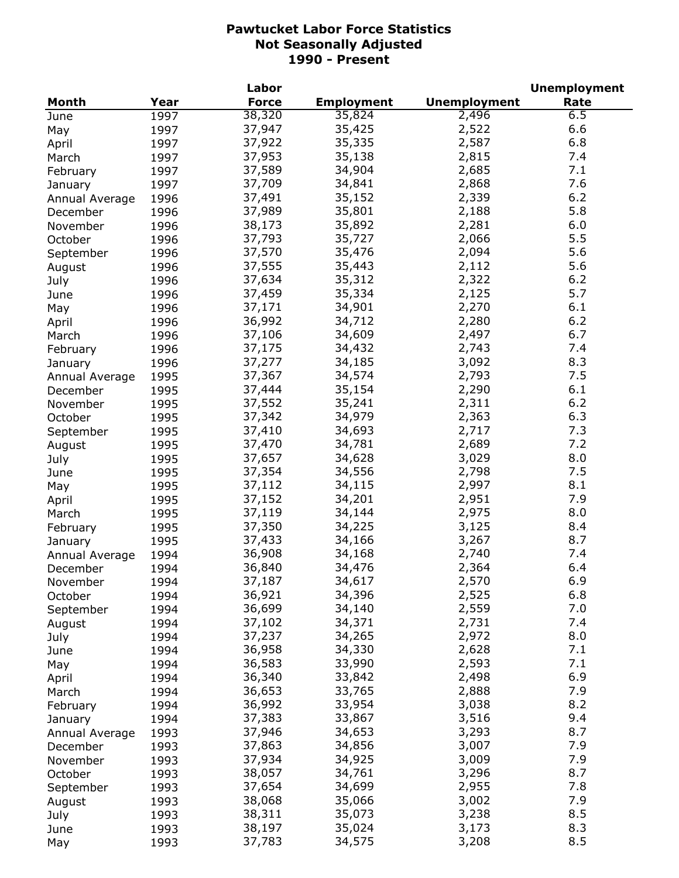# Pawtucket Labor Force Statistics
## Not Seasonally Adjusted
## 1990 - Present

| Month | Year | Labor Force | Employment | Unemployment | Unemployment Rate |
|---|---|---|---|---|---|
| June | 1997 | 38,320 | 35,824 | 2,496 | 6.5 |
| May | 1997 | 37,947 | 35,425 | 2,522 | 6.6 |
| April | 1997 | 37,922 | 35,335 | 2,587 | 6.8 |
| March | 1997 | 37,953 | 35,138 | 2,815 | 7.4 |
| February | 1997 | 37,589 | 34,904 | 2,685 | 7.1 |
| January | 1997 | 37,709 | 34,841 | 2,868 | 7.6 |
| Annual Average | 1996 | 37,491 | 35,152 | 2,339 | 6.2 |
| December | 1996 | 37,989 | 35,801 | 2,188 | 5.8 |
| November | 1996 | 38,173 | 35,892 | 2,281 | 6.0 |
| October | 1996 | 37,793 | 35,727 | 2,066 | 5.5 |
| September | 1996 | 37,570 | 35,476 | 2,094 | 5.6 |
| August | 1996 | 37,555 | 35,443 | 2,112 | 5.6 |
| July | 1996 | 37,634 | 35,312 | 2,322 | 6.2 |
| June | 1996 | 37,459 | 35,334 | 2,125 | 5.7 |
| May | 1996 | 37,171 | 34,901 | 2,270 | 6.1 |
| April | 1996 | 36,992 | 34,712 | 2,280 | 6.2 |
| March | 1996 | 37,106 | 34,609 | 2,497 | 6.7 |
| February | 1996 | 37,175 | 34,432 | 2,743 | 7.4 |
| January | 1996 | 37,277 | 34,185 | 3,092 | 8.3 |
| Annual Average | 1995 | 37,367 | 34,574 | 2,793 | 7.5 |
| December | 1995 | 37,444 | 35,154 | 2,290 | 6.1 |
| November | 1995 | 37,552 | 35,241 | 2,311 | 6.2 |
| October | 1995 | 37,342 | 34,979 | 2,363 | 6.3 |
| September | 1995 | 37,410 | 34,693 | 2,717 | 7.3 |
| August | 1995 | 37,470 | 34,781 | 2,689 | 7.2 |
| July | 1995 | 37,657 | 34,628 | 3,029 | 8.0 |
| June | 1995 | 37,354 | 34,556 | 2,798 | 7.5 |
| May | 1995 | 37,112 | 34,115 | 2,997 | 8.1 |
| April | 1995 | 37,152 | 34,201 | 2,951 | 7.9 |
| March | 1995 | 37,119 | 34,144 | 2,975 | 8.0 |
| February | 1995 | 37,350 | 34,225 | 3,125 | 8.4 |
| January | 1995 | 37,433 | 34,166 | 3,267 | 8.7 |
| Annual Average | 1994 | 36,908 | 34,168 | 2,740 | 7.4 |
| December | 1994 | 36,840 | 34,476 | 2,364 | 6.4 |
| November | 1994 | 37,187 | 34,617 | 2,570 | 6.9 |
| October | 1994 | 36,921 | 34,396 | 2,525 | 6.8 |
| September | 1994 | 36,699 | 34,140 | 2,559 | 7.0 |
| August | 1994 | 37,102 | 34,371 | 2,731 | 7.4 |
| July | 1994 | 37,237 | 34,265 | 2,972 | 8.0 |
| June | 1994 | 36,958 | 34,330 | 2,628 | 7.1 |
| May | 1994 | 36,583 | 33,990 | 2,593 | 7.1 |
| April | 1994 | 36,340 | 33,842 | 2,498 | 6.9 |
| March | 1994 | 36,653 | 33,765 | 2,888 | 7.9 |
| February | 1994 | 36,992 | 33,954 | 3,038 | 8.2 |
| January | 1994 | 37,383 | 33,867 | 3,516 | 9.4 |
| Annual Average | 1993 | 37,946 | 34,653 | 3,293 | 8.7 |
| December | 1993 | 37,863 | 34,856 | 3,007 | 7.9 |
| November | 1993 | 37,934 | 34,925 | 3,009 | 7.9 |
| October | 1993 | 38,057 | 34,761 | 3,296 | 8.7 |
| September | 1993 | 37,654 | 34,699 | 2,955 | 7.8 |
| August | 1993 | 38,068 | 35,066 | 3,002 | 7.9 |
| July | 1993 | 38,311 | 35,073 | 3,238 | 8.5 |
| June | 1993 | 38,197 | 35,024 | 3,173 | 8.3 |
| May | 1993 | 37,783 | 34,575 | 3,208 | 8.5 |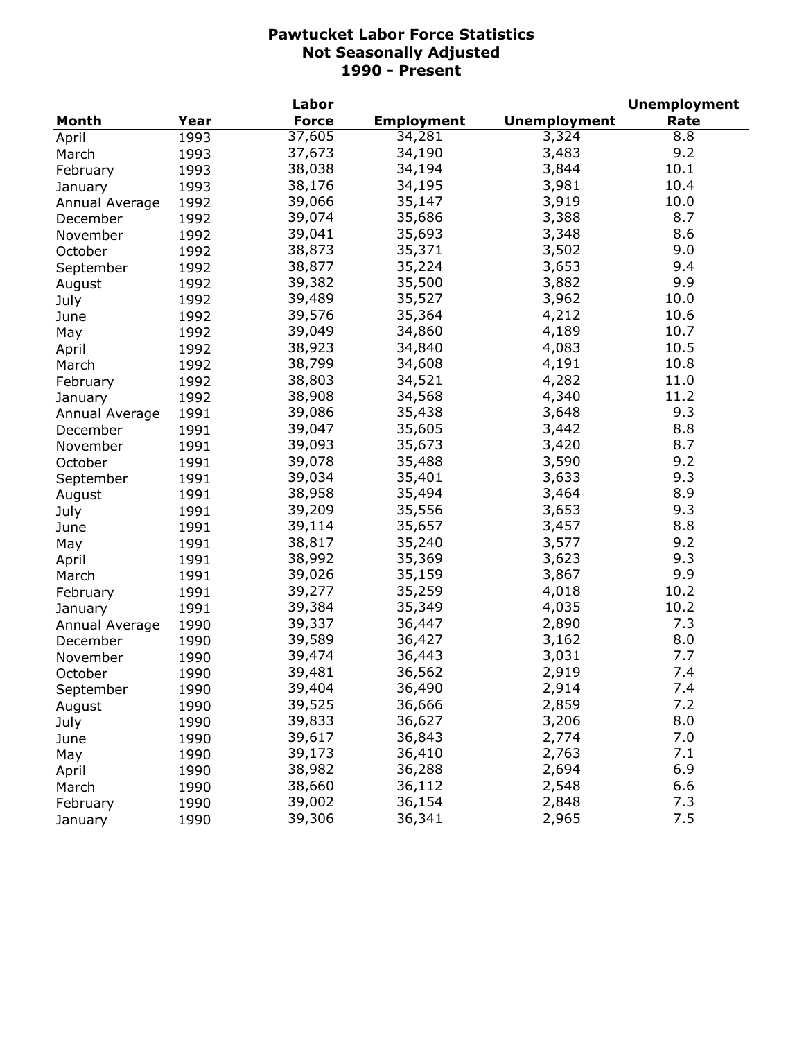# Pawtucket Labor Force Statistics
## Not Seasonally Adjusted
## 1990 - Present

| Month | Year | Labor Force | Employment | Unemployment | Unemployment Rate |
|---|---|---|---|---|---|
| April | 1993 | 37,605 | 34,281 | 3,324 | 8.8 |
| March | 1993 | 37,673 | 34,190 | 3,483 | 9.2 |
| February | 1993 | 38,038 | 34,194 | 3,844 | 10.1 |
| January | 1993 | 38,176 | 34,195 | 3,981 | 10.4 |
| Annual Average | 1992 | 39,066 | 35,147 | 3,919 | 10.0 |
| December | 1992 | 39,074 | 35,686 | 3,388 | 8.7 |
| November | 1992 | 39,041 | 35,693 | 3,348 | 8.6 |
| October | 1992 | 38,873 | 35,371 | 3,502 | 9.0 |
| September | 1992 | 38,877 | 35,224 | 3,653 | 9.4 |
| August | 1992 | 39,382 | 35,500 | 3,882 | 9.9 |
| July | 1992 | 39,489 | 35,527 | 3,962 | 10.0 |
| June | 1992 | 39,576 | 35,364 | 4,212 | 10.6 |
| May | 1992 | 39,049 | 34,860 | 4,189 | 10.7 |
| April | 1992 | 38,923 | 34,840 | 4,083 | 10.5 |
| March | 1992 | 38,799 | 34,608 | 4,191 | 10.8 |
| February | 1992 | 38,803 | 34,521 | 4,282 | 11.0 |
| January | 1992 | 38,908 | 34,568 | 4,340 | 11.2 |
| Annual Average | 1991 | 39,086 | 35,438 | 3,648 | 9.3 |
| December | 1991 | 39,047 | 35,605 | 3,442 | 8.8 |
| November | 1991 | 39,093 | 35,673 | 3,420 | 8.7 |
| October | 1991 | 39,078 | 35,488 | 3,590 | 9.2 |
| September | 1991 | 39,034 | 35,401 | 3,633 | 9.3 |
| August | 1991 | 38,958 | 35,494 | 3,464 | 8.9 |
| July | 1991 | 39,209 | 35,556 | 3,653 | 9.3 |
| June | 1991 | 39,114 | 35,657 | 3,457 | 8.8 |
| May | 1991 | 38,817 | 35,240 | 3,577 | 9.2 |
| April | 1991 | 38,992 | 35,369 | 3,623 | 9.3 |
| March | 1991 | 39,026 | 35,159 | 3,867 | 9.9 |
| February | 1991 | 39,277 | 35,259 | 4,018 | 10.2 |
| January | 1991 | 39,384 | 35,349 | 4,035 | 10.2 |
| Annual Average | 1990 | 39,337 | 36,447 | 2,890 | 7.3 |
| December | 1990 | 39,589 | 36,427 | 3,162 | 8.0 |
| November | 1990 | 39,474 | 36,443 | 3,031 | 7.7 |
| October | 1990 | 39,481 | 36,562 | 2,919 | 7.4 |
| September | 1990 | 39,404 | 36,490 | 2,914 | 7.4 |
| August | 1990 | 39,525 | 36,666 | 2,859 | 7.2 |
| July | 1990 | 39,833 | 36,627 | 3,206 | 8.0 |
| June | 1990 | 39,617 | 36,843 | 2,774 | 7.0 |
| May | 1990 | 39,173 | 36,410 | 2,763 | 7.1 |
| April | 1990 | 38,982 | 36,288 | 2,694 | 6.9 |
| March | 1990 | 38,660 | 36,112 | 2,548 | 6.6 |
| February | 1990 | 39,002 | 36,154 | 2,848 | 7.3 |
| January | 1990 | 39,306 | 36,341 | 2,965 | 7.5 |